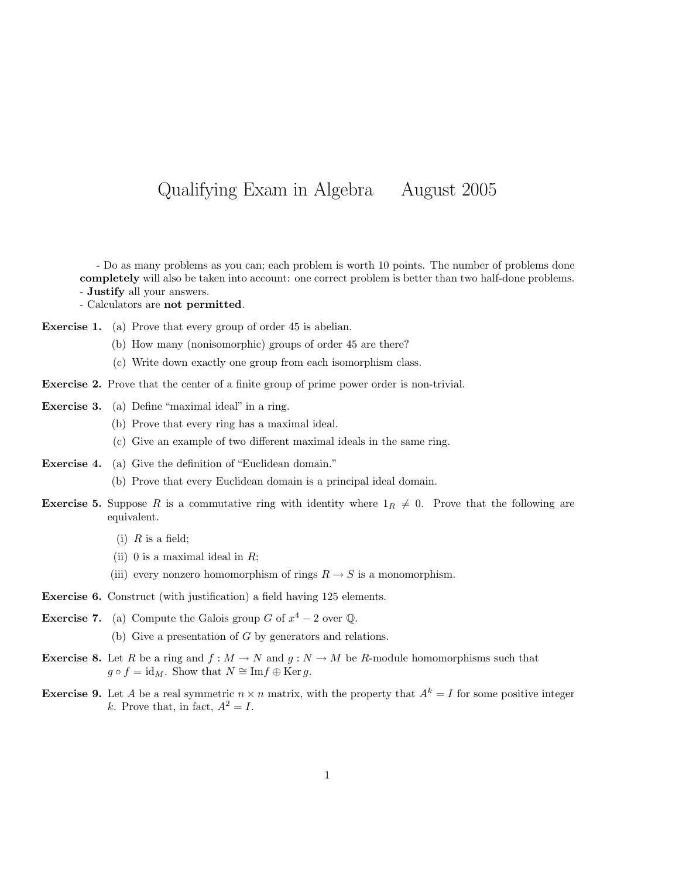# Qualifying Exam in Algebra August 2005

- Do as many problems as you can; each problem is worth 10 points. The number of problems done **completely** will also be taken into account: one correct problem is better than two half-done problems.
- **Justify** all your answers.
- Calculators are **not permitted**.

**Exercise 1.** (a) Prove that every group of order 45 is abelian.

(b) How many (nonisomorphic) groups of order 45 are there?

(c) Write down exactly one group from each isomorphism class.

**Exercise 2.** Prove that the center of a finite group of prime power order is non-trivial.

**Exercise 3.** (a) Define "maximal ideal" in a ring.

(b) Prove that every ring has a maximal ideal.

(c) Give an example of two different maximal ideals in the same ring.

**Exercise 4.** (a) Give the definition of "Euclidean domain."

(b) Prove that every Euclidean domain is a principal ideal domain.

**Exercise 5.** Suppose $R$ is a commutative ring with identity where $1_R \neq 0$. Prove that the following are equivalent.

(i) $R$ is a field;

(ii) 0 is a maximal ideal in $R$;

(iii) every nonzero homomorphism of rings $R \to S$ is a monomorphism.

**Exercise 6.** Construct (with justification) a field having 125 elements.

**Exercise 7.** (a) Compute the Galois group $G$ of $x^4 - 2$ over $\mathbb{Q}$.

(b) Give a presentation of $G$ by generators and relations.

**Exercise 8.** Let $R$ be a ring and $f : M \to N$ and $g : N \to M$ be $R$-module homomorphisms such that $g \circ f = \mathrm{id}_M$. Show that $N \cong \mathrm{Im} f \oplus \mathrm{Ker}\, g$.

**Exercise 9.** Let $A$ be a real symmetric $n \times n$ matrix, with the property that $A^k = I$ for some positive integer $k$. Prove that, in fact, $A^2 = I$.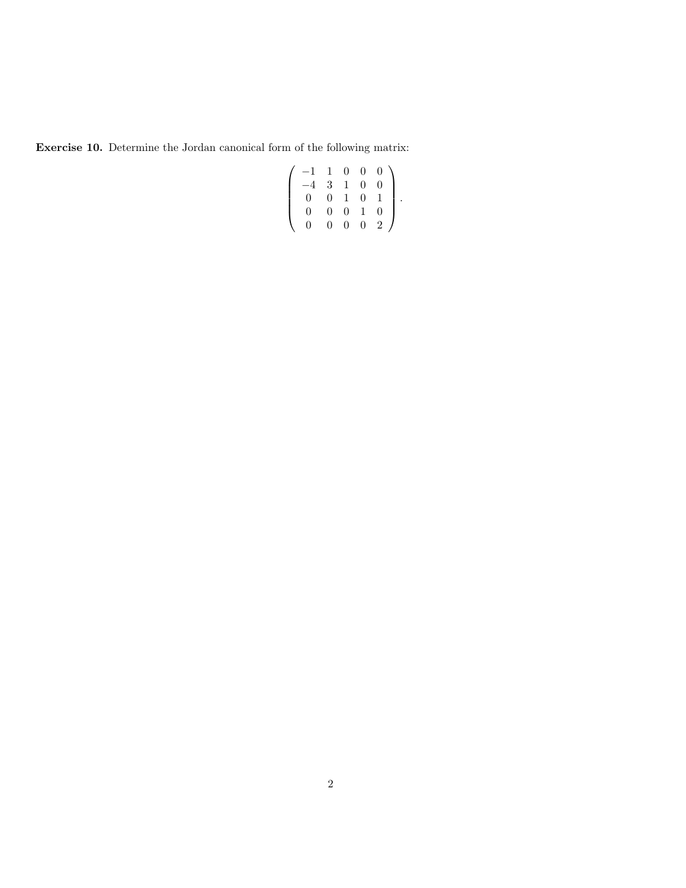**Exercise 10.** Determine the Jordan canonical form of the following matrix:

$$\begin{pmatrix} -1 & 1 & 0 & 0 & 0 \\ -4 & 3 & 1 & 0 & 0 \\ 0 & 0 & 1 & 0 & 1 \\ 0 & 0 & 0 & 1 & 0 \\ 0 & 0 & 0 & 0 & 2 \end{pmatrix}.$$